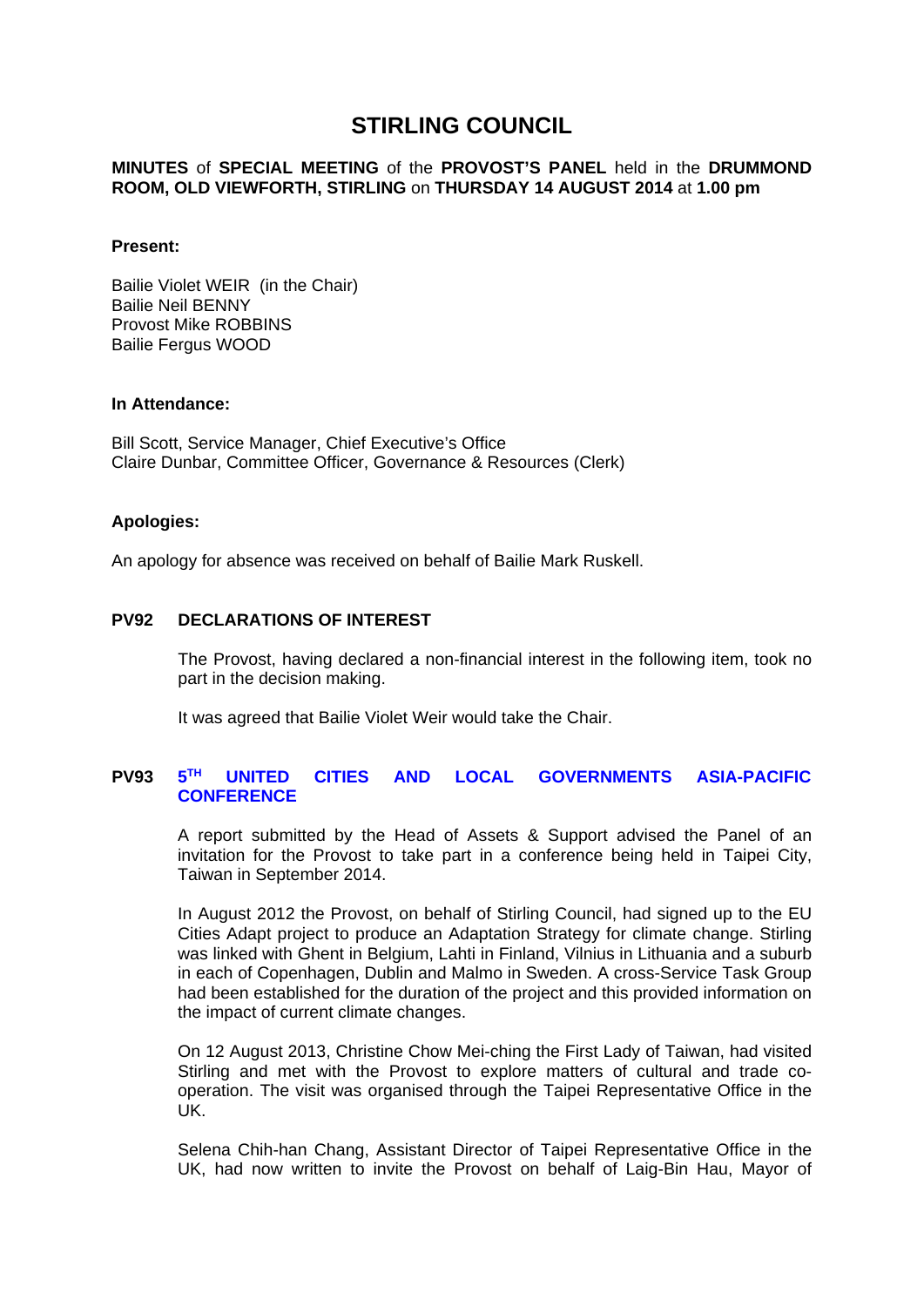# STIRLING COUNCIL

**MINUTES** of **SPECIAL MEETING** of the **PROVOST'S PANEL** held in the **DRUMMOND ROOM, OLD VIEWFORTH, STIRLING** on **THURSDAY 14 AUGUST 2014** at **1.00 pm**

**Present:**

Bailie Violet WEIR (in the Chair)
Bailie Neil BENNY
Provost Mike ROBBINS
Bailie Fergus WOOD

**In Attendance:**

Bill Scott, Service Manager, Chief Executive's Office
Claire Dunbar, Committee Officer, Governance & Resources (Clerk)

**Apologies:**

An apology for absence was received on behalf of Bailie Mark Ruskell.

**PV92 DECLARATIONS OF INTEREST**

The Provost, having declared a non-financial interest in the following item, took no part in the decision making.

It was agreed that Bailie Violet Weir would take the Chair.

**PV93 5TH UNITED CITIES AND LOCAL GOVERNMENTS ASIA-PACIFIC CONFERENCE**

A report submitted by the Head of Assets & Support advised the Panel of an invitation for the Provost to take part in a conference being held in Taipei City, Taiwan in September 2014.

In August 2012 the Provost, on behalf of Stirling Council, had signed up to the EU Cities Adapt project to produce an Adaptation Strategy for climate change. Stirling was linked with Ghent in Belgium, Lahti in Finland, Vilnius in Lithuania and a suburb in each of Copenhagen, Dublin and Malmo in Sweden. A cross-Service Task Group had been established for the duration of the project and this provided information on the impact of current climate changes.

On 12 August 2013, Christine Chow Mei-ching the First Lady of Taiwan, had visited Stirling and met with the Provost to explore matters of cultural and trade co-operation. The visit was organised through the Taipei Representative Office in the UK.

Selena Chih-han Chang, Assistant Director of Taipei Representative Office in the UK, had now written to invite the Provost on behalf of Laig-Bin Hau, Mayor of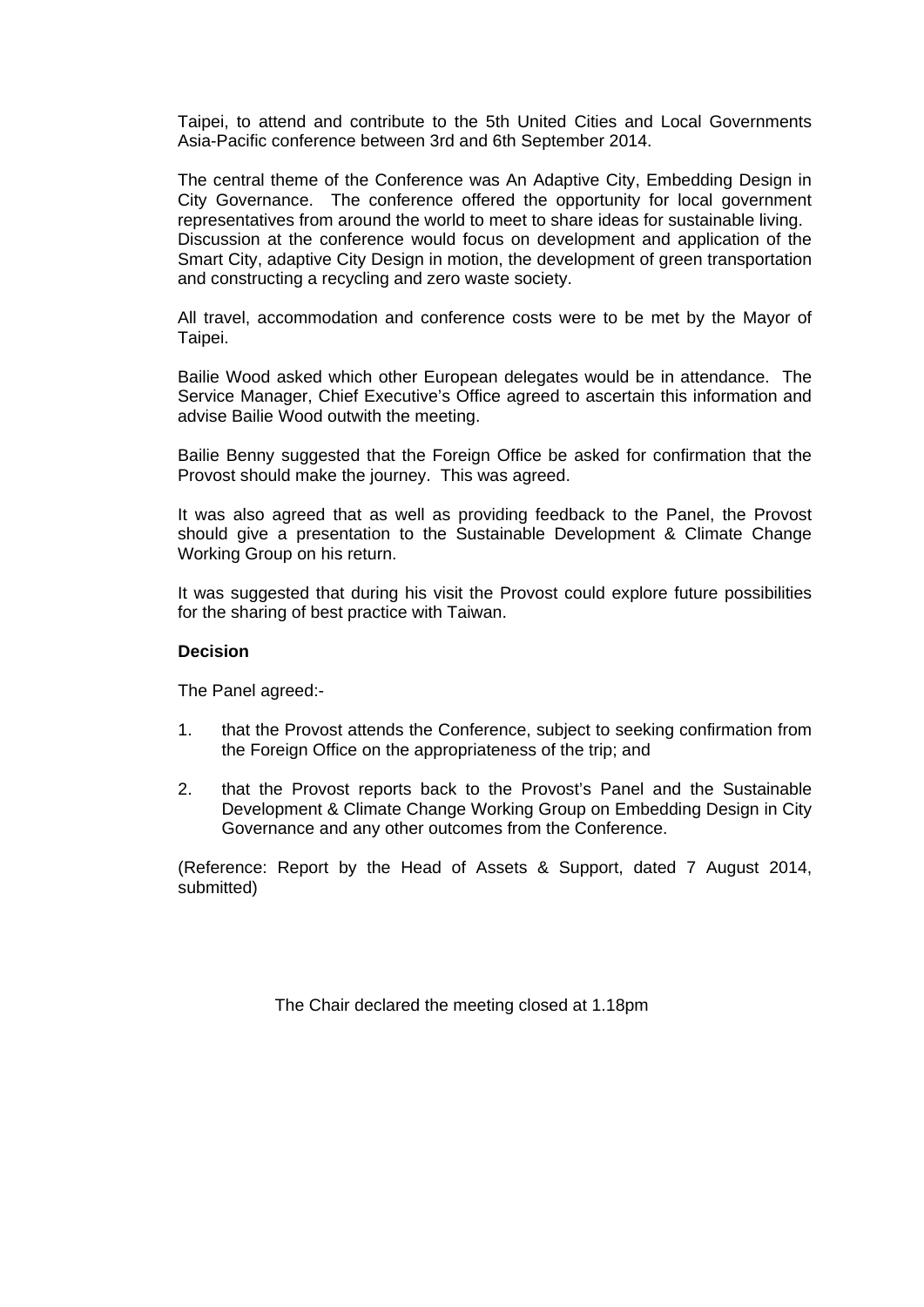Taipei, to attend and contribute to the 5th United Cities and Local Governments Asia-Pacific conference between 3rd and 6th September 2014.

The central theme of the Conference was An Adaptive City, Embedding Design in City Governance. The conference offered the opportunity for local government representatives from around the world to meet to share ideas for sustainable living. Discussion at the conference would focus on development and application of the Smart City, adaptive City Design in motion, the development of green transportation and constructing a recycling and zero waste society.

All travel, accommodation and conference costs were to be met by the Mayor of Taipei.

Bailie Wood asked which other European delegates would be in attendance. The Service Manager, Chief Executive's Office agreed to ascertain this information and advise Bailie Wood outwith the meeting.

Bailie Benny suggested that the Foreign Office be asked for confirmation that the Provost should make the journey. This was agreed.

It was also agreed that as well as providing feedback to the Panel, the Provost should give a presentation to the Sustainable Development & Climate Change Working Group on his return.

It was suggested that during his visit the Provost could explore future possibilities for the sharing of best practice with Taiwan.

**Decision**

The Panel agreed:-

1. that the Provost attends the Conference, subject to seeking confirmation from the Foreign Office on the appropriateness of the trip; and

2. that the Provost reports back to the Provost's Panel and the Sustainable Development & Climate Change Working Group on Embedding Design in City Governance and any other outcomes from the Conference.

(Reference: Report by the Head of Assets & Support, dated 7 August 2014, submitted)

The Chair declared the meeting closed at 1.18pm